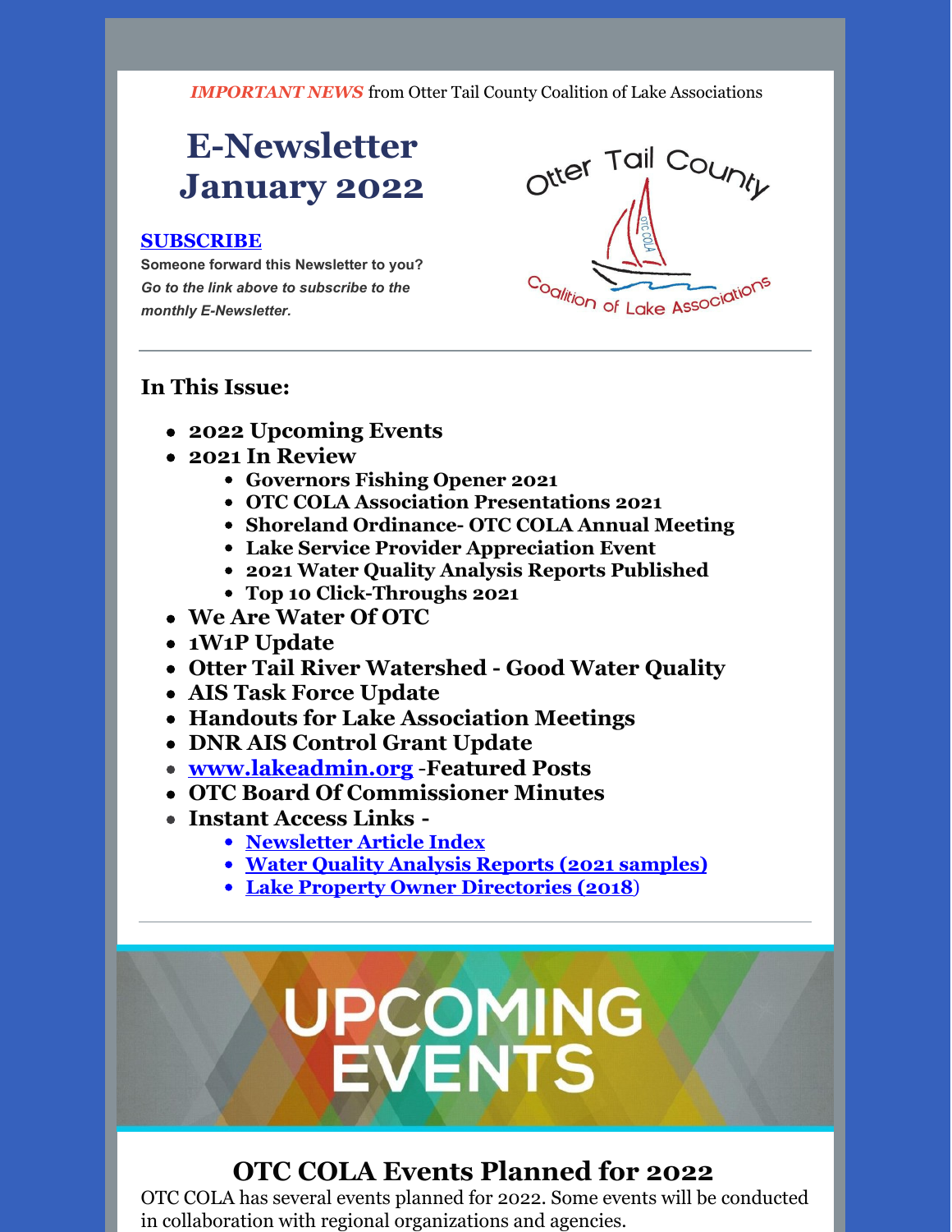***IMPORTANT NEWS*** from Otter Tail County Coalition of Lake Associations

# E-Newsletter January 2022

**SUBSCRIBE**

**Someone forward this Newsletter to you?**
***Go to the link above to subscribe to the monthly E-Newsletter.***

## In This Issue:

- **2022 Upcoming Events**
- **2021 In Review**
  - **Governors Fishing Opener 2021**
  - **OTC COLA Association Presentations 2021**
  - **Shoreland Ordinance- OTC COLA Annual Meeting**
  - **Lake Service Provider Appreciation Event**
  - **2021 Water Quality Analysis Reports Published**
  - **Top 10 Click-Throughs 2021**
- **We Are Water Of OTC**
- **1W1P Update**
- **Otter Tail River Watershed - Good Water Quality**
- **AIS Task Force Update**
- **Handouts for Lake Association Meetings**
- **DNR AIS Control Grant Update**
- **www.lakeadmin.org -Featured Posts**
- **OTC Board Of Commissioner Minutes**
- **Instant Access Links -**
  - **Newsletter Article Index**
  - **Water Quality Analysis Reports (2021 samples)**
  - **Lake Property Owner Directories (2018)**

UPCOMING EVENTS

## OTC COLA Events Planned for 2022

OTC COLA has several events planned for 2022. Some events will be conducted in collaboration with regional organizations and agencies.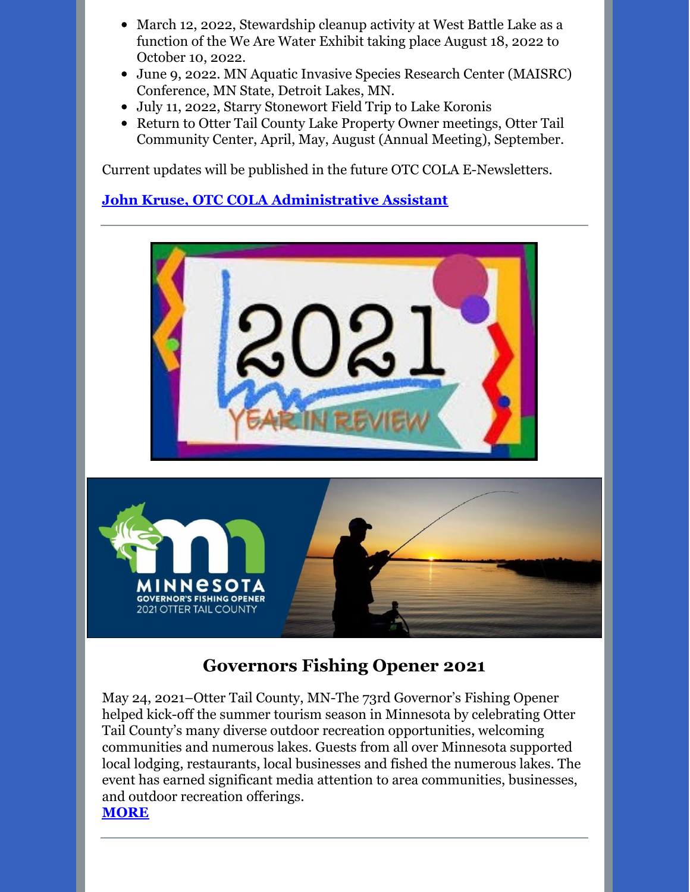- March 12, 2022, Stewardship cleanup activity at West Battle Lake as a function of the We Are Water Exhibit taking place August 18, 2022 to October 10, 2022.
- June 9, 2022. MN Aquatic Invasive Species Research Center (MAISRC) Conference, MN State, Detroit Lakes, MN.
- July 11, 2022, Starry Stonewort Field Trip to Lake Koronis
- Return to Otter Tail County Lake Property Owner meetings, Otter Tail Community Center, April, May, August (Annual Meeting), September.

Current updates will be published in the future OTC COLA E-Newsletters.

**John Kruse, OTC COLA Administrative Assistant**

---

## Governors Fishing Opener 2021

May 24, 2021–Otter Tail County, MN-The 73rd Governor's Fishing Opener helped kick-off the summer tourism season in Minnesota by celebrating Otter Tail County's many diverse outdoor recreation opportunities, welcoming communities and numerous lakes. Guests from all over Minnesota supported local lodging, restaurants, local businesses and fished the numerous lakes. The event has earned significant media attention to area communities, businesses, and outdoor recreation offerings.

**MORE**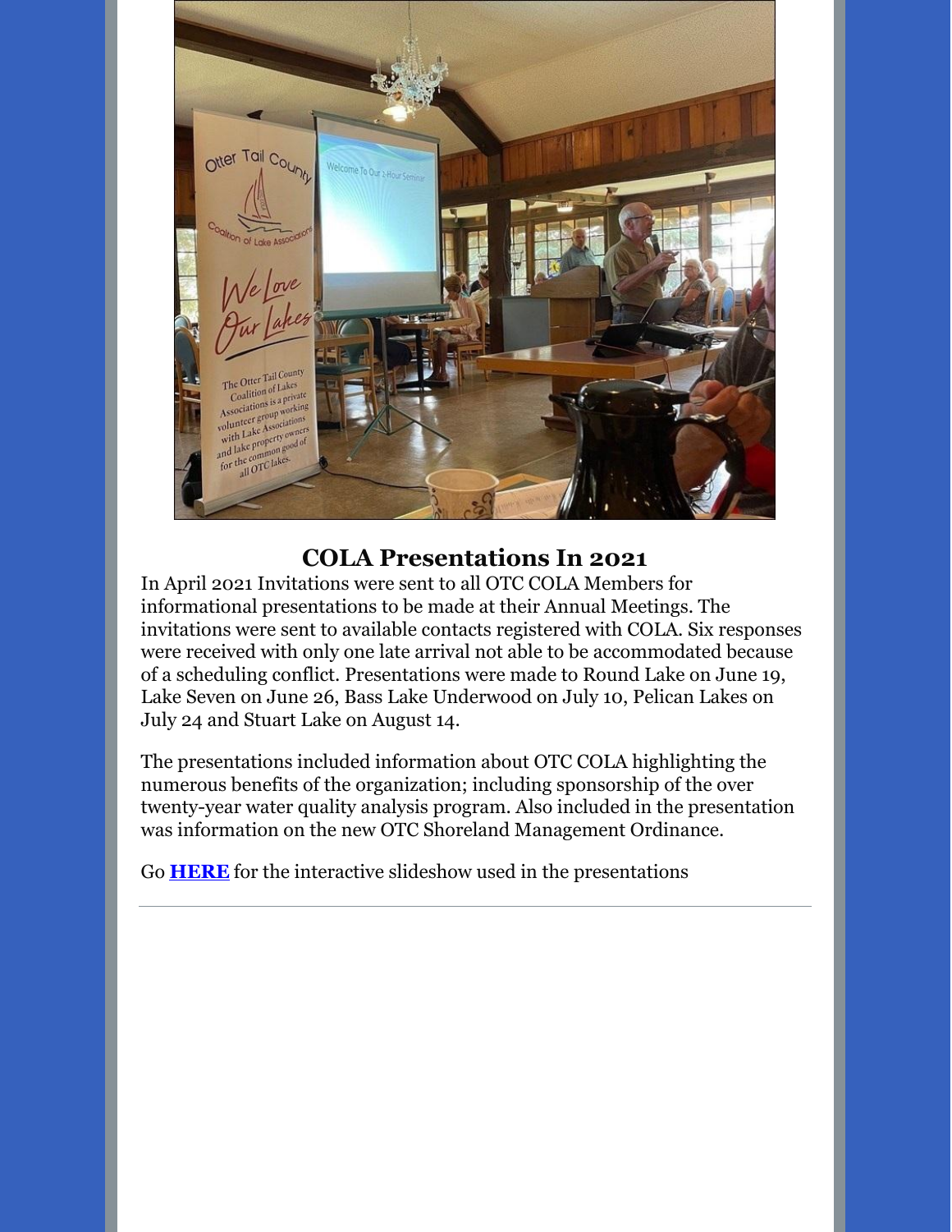## COLA Presentations In 2021

In April 2021 Invitations were sent to all OTC COLA Members for informational presentations to be made at their Annual Meetings. The invitations were sent to available contacts registered with COLA. Six responses were received with only one late arrival not able to be accommodated because of a scheduling conflict. Presentations were made to Round Lake on June 19, Lake Seven on June 26, Bass Lake Underwood on July 10, Pelican Lakes on July 24 and Stuart Lake on August 14.

The presentations included information about OTC COLA highlighting the numerous benefits of the organization; including sponsorship of the over twenty-year water quality analysis program. Also included in the presentation was information on the new OTC Shoreland Management Ordinance.

Go **HERE** for the interactive slideshow used in the presentations

---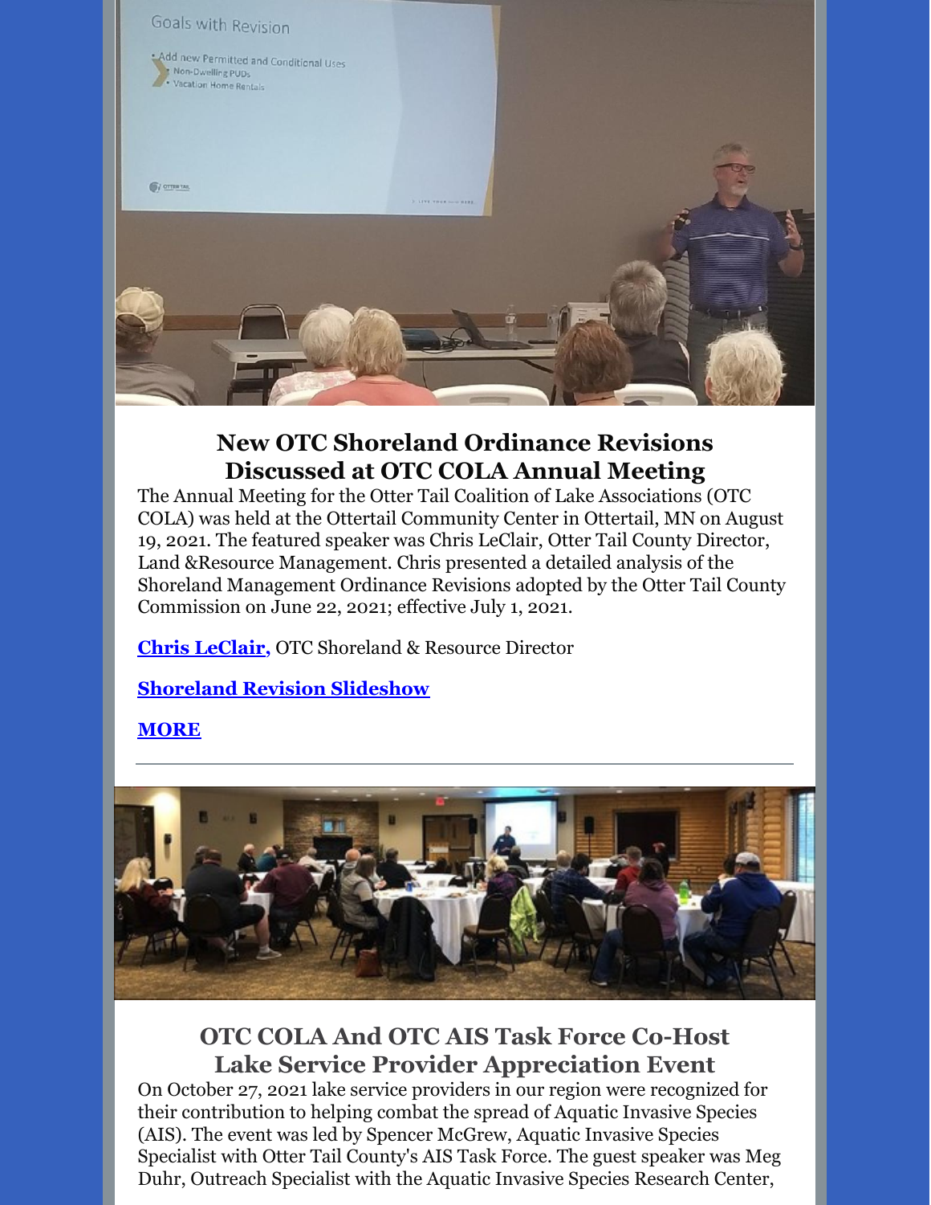## New OTC Shoreland Ordinance Revisions Discussed at OTC COLA Annual Meeting

The Annual Meeting for the Otter Tail Coalition of Lake Associations (OTC COLA) was held at the Ottertail Community Center in Ottertail, MN on August 19, 2021. The featured speaker was Chris LeClair, Otter Tail County Director, Land &Resource Management. Chris presented a detailed analysis of the Shoreland Management Ordinance Revisions adopted by the Otter Tail County Commission on June 22, 2021; effective July 1, 2021.

**Chris LeClair,** OTC Shoreland & Resource Director

**Shoreland Revision Slideshow**

**MORE**

---

## OTC COLA And OTC AIS Task Force Co-Host Lake Service Provider Appreciation Event

On October 27, 2021 lake service providers in our region were recognized for their contribution to helping combat the spread of Aquatic Invasive Species (AIS). The event was led by Spencer McGrew, Aquatic Invasive Species Specialist with Otter Tail County's AIS Task Force. The guest speaker was Meg Duhr, Outreach Specialist with the Aquatic Invasive Species Research Center,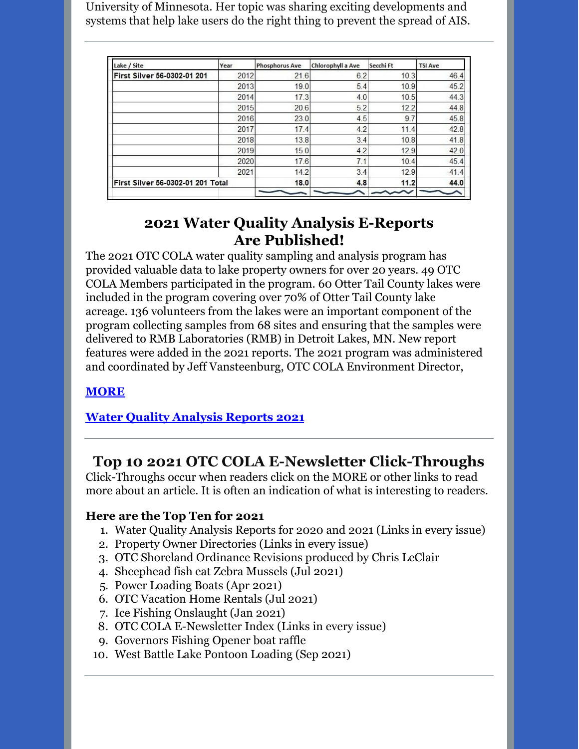University of Minnesota. Her topic was sharing exciting developments and systems that help lake users do the right thing to prevent the spread of AIS.

| Lake / Site | Year | Phosphorus Ave | Chlorophyll a Ave | Secchi Ft | TSI Ave |
|---|---|---|---|---|---|
| First Silver 56-0302-01 201 | 2012 | 21.6 | 6.2 | 10.3 | 46.4 |
| | 2013 | 19.0 | 5.4 | 10.9 | 45.2 |
| | 2014 | 17.3 | 4.0 | 10.5 | 44.3 |
| | 2015 | 20.6 | 5.2 | 12.2 | 44.8 |
| | 2016 | 23.0 | 4.5 | 9.7 | 45.8 |
| | 2017 | 17.4 | 4.2 | 11.4 | 42.8 |
| | 2018 | 13.8 | 3.4 | 10.8 | 41.8 |
| | 2019 | 15.0 | 4.2 | 12.9 | 42.0 |
| | 2020 | 17.6 | 7.1 | 10.4 | 45.4 |
| | 2021 | 14.2 | 3.4 | 12.9 | 41.4 |
| **First Silver 56-0302-01 201 Total** | | **18.0** | **4.8** | **11.2** | **44.0** |

## 2021 Water Quality Analysis E-Reports Are Published!

The 2021 OTC COLA water quality sampling and analysis program has provided valuable data to lake property owners for over 20 years. 49 OTC COLA Members participated in the program. 60 Otter Tail County lakes were included in the program covering over 70% of Otter Tail County lake acreage. 136 volunteers from the lakes were an important component of the program collecting samples from 68 sites and ensuring that the samples were delivered to RMB Laboratories (RMB) in Detroit Lakes, MN. New report features were added in the 2021 reports. The 2021 program was administered and coordinated by Jeff Vansteenburg, OTC COLA Environment Director,

**MORE**

**Water Quality Analysis Reports 2021**

## Top 10 2021 OTC COLA E-Newsletter Click-Throughs

Click-Throughs occur when readers click on the MORE or other links to read more about an article. It is often an indication of what is interesting to readers.

**Here are the Top Ten for 2021**

1. Water Quality Analysis Reports for 2020 and 2021 (Links in every issue)
2. Property Owner Directories (Links in every issue)
3. OTC Shoreland Ordinance Revisions produced by Chris LeClair
4. Sheephead fish eat Zebra Mussels (Jul 2021)
5. Power Loading Boats (Apr 2021)
6. OTC Vacation Home Rentals (Jul 2021)
7. Ice Fishing Onslaught (Jan 2021)
8. OTC COLA E-Newsletter Index (Links in every issue)
9. Governors Fishing Opener boat raffle
10. West Battle Lake Pontoon Loading (Sep 2021)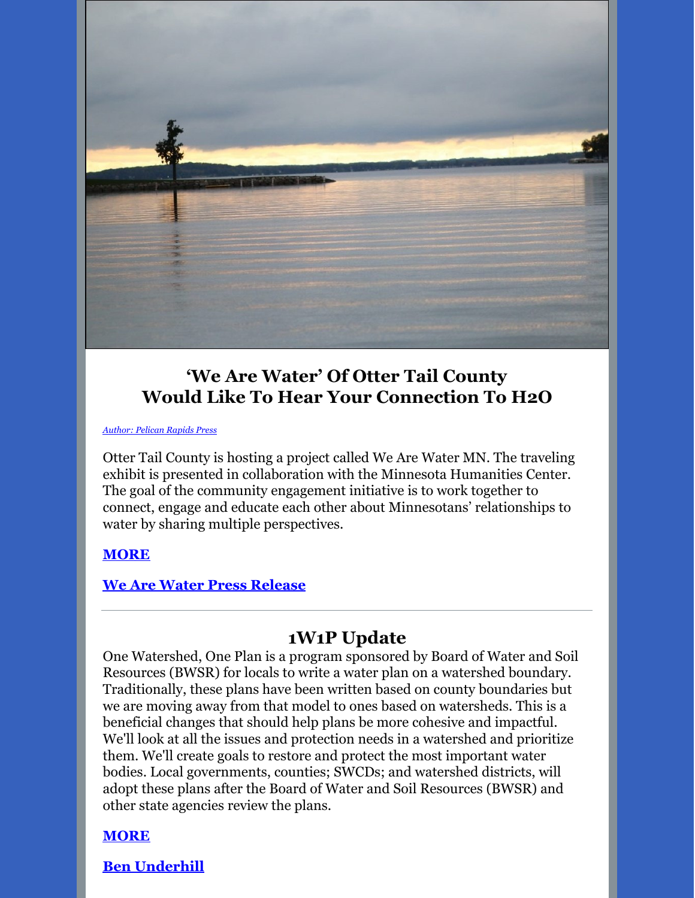## ‘We Are Water’ Of Otter Tail County Would Like To Hear Your Connection To H2O

*Author: Pelican Rapids Press*

Otter Tail County is hosting a project called We Are Water MN. The traveling exhibit is presented in collaboration with the Minnesota Humanities Center. The goal of the community engagement initiative is to work together to connect, engage and educate each other about Minnesotans’ relationships to water by sharing multiple perspectives.

**MORE**

**We Are Water Press Release**

---

## 1W1P Update

One Watershed, One Plan is a program sponsored by Board of Water and Soil Resources (BWSR) for locals to write a water plan on a watershed boundary. Traditionally, these plans have been written based on county boundaries but we are moving away from that model to ones based on watersheds. This is a beneficial changes that should help plans be more cohesive and impactful. We'll look at all the issues and protection needs in a watershed and prioritize them. We'll create goals to restore and protect the most important water bodies. Local governments, counties; SWCDs; and watershed districts, will adopt these plans after the Board of Water and Soil Resources (BWSR) and other state agencies review the plans.

**MORE**

**Ben Underhill**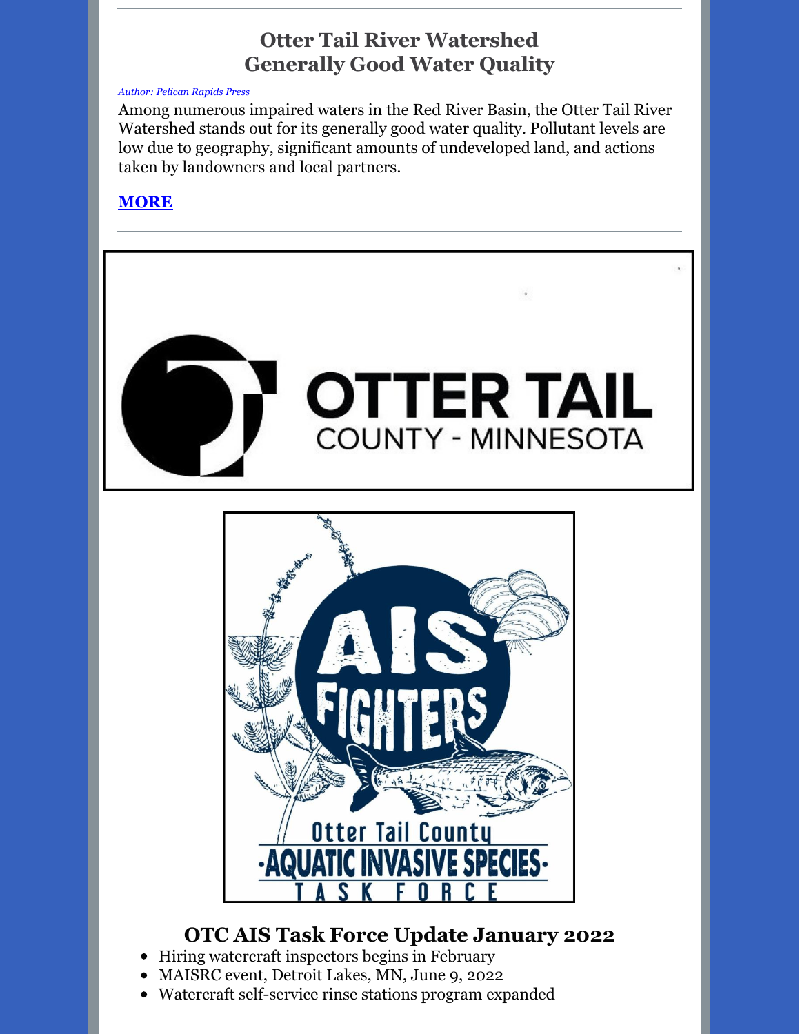## Otter Tail River Watershed Generally Good Water Quality

*Author: Pelican Rapids Press*

Among numerous impaired waters in the Red River Basin, the Otter Tail River Watershed stands out for its generally good water quality. Pollutant levels are low due to geography, significant amounts of undeveloped land, and actions taken by landowners and local partners.

**MORE**

## OTC AIS Task Force Update January 2022

- Hiring watercraft inspectors begins in February
- MAISRC event, Detroit Lakes, MN, June 9, 2022
- Watercraft self-service rinse stations program expanded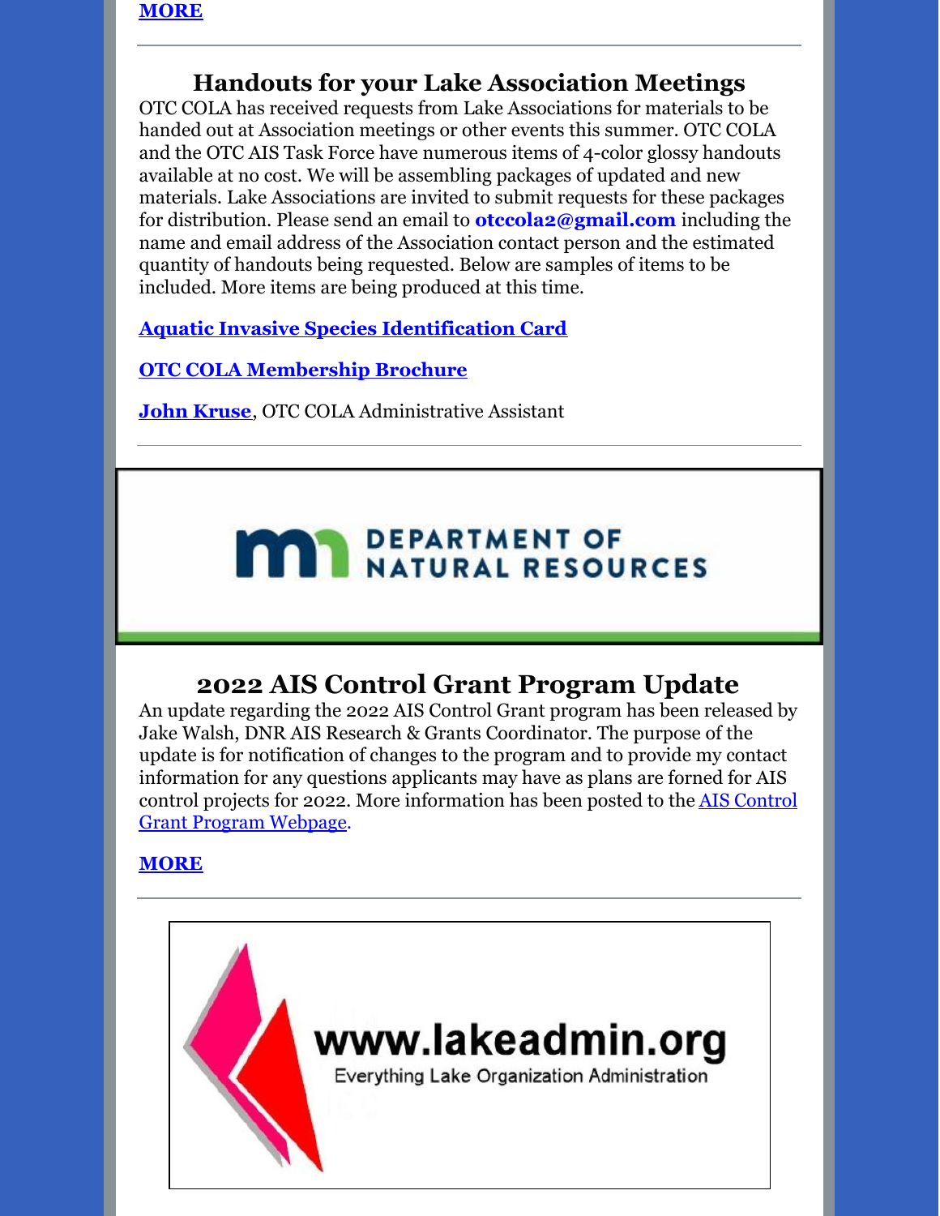**MORE**

---

## Handouts for your Lake Association Meetings

OTC COLA has received requests from Lake Associations for materials to be handed out at Association meetings or other events this summer. OTC COLA and the OTC AIS Task Force have numerous items of 4-color glossy handouts available at no cost. We will be assembling packages of updated and new materials. Lake Associations are invited to submit requests for these packages for distribution. Please send an email to **otccola2@gmail.com** including the name and email address of the Association contact person and the estimated quantity of handouts being requested. Below are samples of items to be included. More items are being produced at this time.

**Aquatic Invasive Species Identification Card**

**OTC COLA Membership Brochure**

**John Kruse**, OTC COLA Administrative Assistant

---

DEPARTMENT OF NATURAL RESOURCES

## 2022 AIS Control Grant Program Update

An update regarding the 2022 AIS Control Grant program has been released by Jake Walsh, DNR AIS Research & Grants Coordinator. The purpose of the update is for notification of changes to the program and to provide my contact information for any questions applicants may have as plans are forned for AIS control projects for 2022. More information has been posted to the AIS Control Grant Program Webpage.

**MORE**

---

www.lakeadmin.org

Everything Lake Organization Administration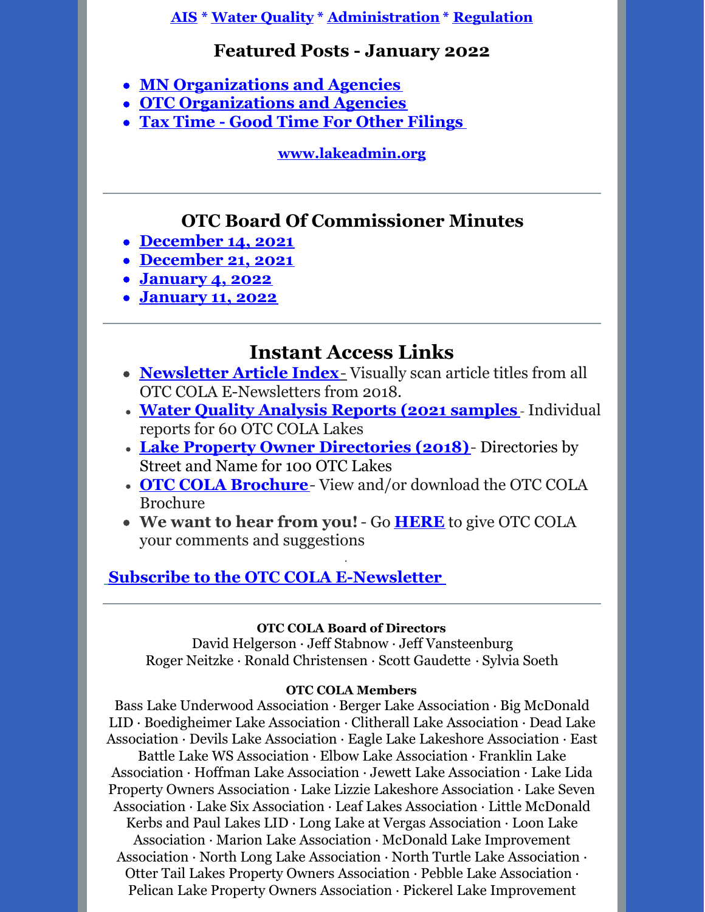**AIS** * **Water Quality** * **Administration** * **Regulation**

## Featured Posts - January 2022

- **MN Organizations and Agencies**
- **OTC Organizations and Agencies**
- **Tax Time - Good Time For Other Filings**

**www.lakeadmin.org**

---

## OTC Board Of Commissioner Minutes

- **December 14, 2021**
- **December 21, 2021**
- **January 4, 2022**
- **January 11, 2022**

---

## Instant Access Links

- **Newsletter Article Index** - Visually scan article titles from all OTC COLA E-Newsletters from 2018.
- **Water Quality Analysis Reports (2021 samples** - Individual reports for 60 OTC COLA Lakes
- **Lake Property Owner Directories (2018)** - Directories by Street and Name for 100 OTC Lakes
- **OTC COLA Brochure** - View and/or download the OTC COLA Brochure
- **We want to hear from you!** - Go **HERE** to give OTC COLA your comments and suggestions

**Subscribe to the OTC COLA E-Newsletter**

---

**OTC COLA Board of Directors**

David Helgerson · Jeff Stabnow · Jeff Vansteenburg
Roger Neitzke · Ronald Christensen · Scott Gaudette · Sylvia Soeth

**OTC COLA Members**

Bass Lake Underwood Association · Berger Lake Association · Big McDonald LID · Boedigheimer Lake Association · Clitherall Lake Association · Dead Lake Association · Devils Lake Association · Eagle Lake Lakeshore Association · East Battle Lake WS Association · Elbow Lake Association · Franklin Lake Association · Hoffman Lake Association · Jewett Lake Association · Lake Lida Property Owners Association · Lake Lizzie Lakeshore Association · Lake Seven Association · Lake Six Association · Leaf Lakes Association · Little McDonald Kerbs and Paul Lakes LID · Long Lake at Vergas Association · Loon Lake Association · Marion Lake Association · McDonald Lake Improvement Association · North Long Lake Association · North Turtle Lake Association · Otter Tail Lakes Property Owners Association · Pebble Lake Association · Pelican Lake Property Owners Association · Pickerel Lake Improvement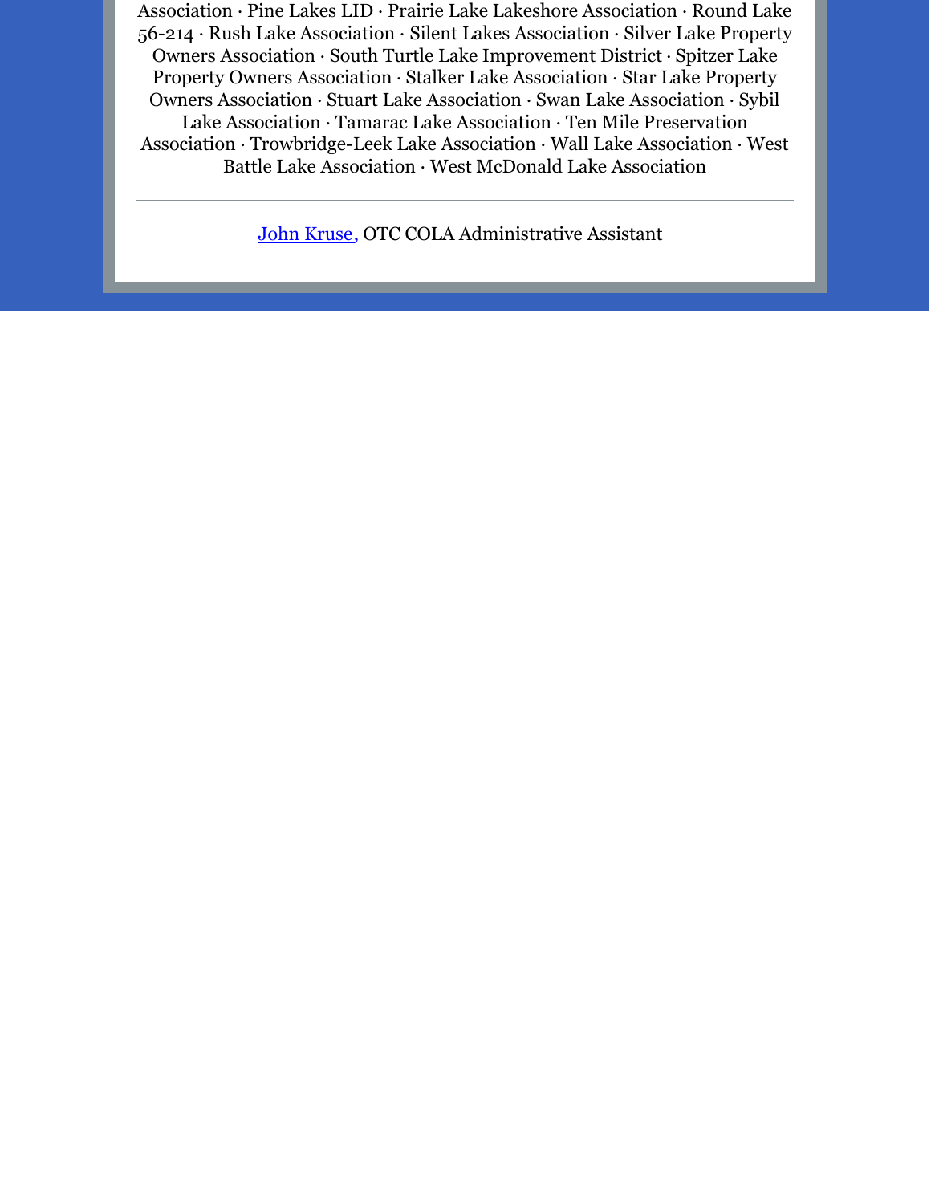Association · Pine Lakes LID · Prairie Lake Lakeshore Association · Round Lake 56-214 · Rush Lake Association · Silent Lakes Association · Silver Lake Property Owners Association · South Turtle Lake Improvement District · Spitzer Lake Property Owners Association · Stalker Lake Association · Star Lake Property Owners Association · Stuart Lake Association · Swan Lake Association · Sybil Lake Association · Tamarac Lake Association · Ten Mile Preservation Association · Trowbridge-Leek Lake Association · Wall Lake Association · West Battle Lake Association · West McDonald Lake Association

---

John Kruse, OTC COLA Administrative Assistant